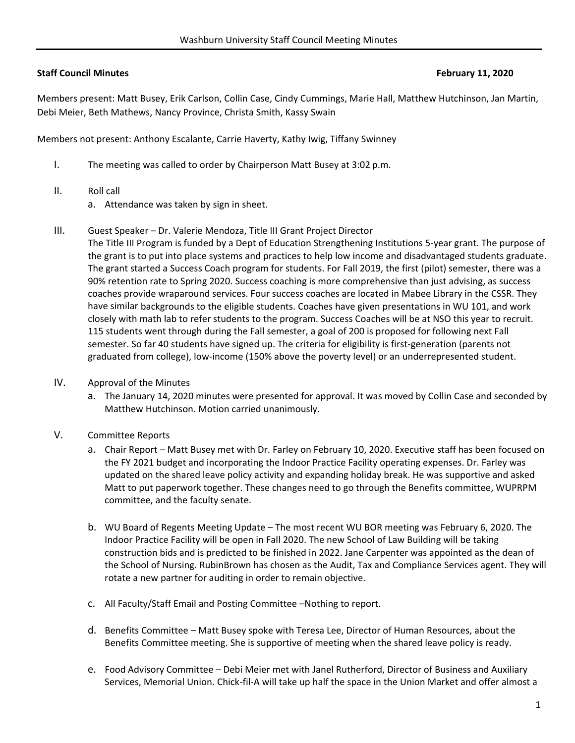**Staff Council Minutes** **February 11, 2020**

Members present: Matt Busey, Erik Carlson, Collin Case, Cindy Cummings, Marie Hall, Matthew Hutchinson, Jan Martin, Debi Meier, Beth Mathews, Nancy Province, Christa Smith, Kassy Swain

Members not present: Anthony Escalante, Carrie Haverty, Kathy Iwig, Tiffany Swinney

I. The meeting was called to order by Chairperson Matt Busey at 3:02 p.m.

II. Roll call
   a. Attendance was taken by sign in sheet.

III. Guest Speaker – Dr. Valerie Mendoza, Title III Grant Project Director
The Title III Program is funded by a Dept of Education Strengthening Institutions 5-year grant. The purpose of the grant is to put into place systems and practices to help low income and disadvantaged students graduate. The grant started a Success Coach program for students. For Fall 2019, the first (pilot) semester, there was a 90% retention rate to Spring 2020. Success coaching is more comprehensive than just advising, as success coaches provide wraparound services. Four success coaches are located in Mabee Library in the CSSR. They have similar backgrounds to the eligible students. Coaches have given presentations in WU 101, and work closely with math lab to refer students to the program. Success Coaches will be at NSO this year to recruit. 115 students went through during the Fall semester, a goal of 200 is proposed for following next Fall semester. So far 40 students have signed up. The criteria for eligibility is first-generation (parents not graduated from college), low-income (150% above the poverty level) or an underrepresented student.

IV. Approval of the Minutes
   a. The January 14, 2020 minutes were presented for approval. It was moved by Collin Case and seconded by Matthew Hutchinson. Motion carried unanimously.

V. Committee Reports
   a. Chair Report – Matt Busey met with Dr. Farley on February 10, 2020. Executive staff has been focused on the FY 2021 budget and incorporating the Indoor Practice Facility operating expenses. Dr. Farley was updated on the shared leave policy activity and expanding holiday break. He was supportive and asked Matt to put paperwork together. These changes need to go through the Benefits committee, WUPRPM committee, and the faculty senate.

   b. WU Board of Regents Meeting Update – The most recent WU BOR meeting was February 6, 2020. The Indoor Practice Facility will be open in Fall 2020. The new School of Law Building will be taking construction bids and is predicted to be finished in 2022. Jane Carpenter was appointed as the dean of the School of Nursing. RubinBrown has chosen as the Audit, Tax and Compliance Services agent. They will rotate a new partner for auditing in order to remain objective.

   c. All Faculty/Staff Email and Posting Committee –Nothing to report.

   d. Benefits Committee – Matt Busey spoke with Teresa Lee, Director of Human Resources, about the Benefits Committee meeting. She is supportive of meeting when the shared leave policy is ready.

   e. Food Advisory Committee – Debi Meier met with Janel Rutherford, Director of Business and Auxiliary Services, Memorial Union. Chick-fil-A will take up half the space in the Union Market and offer almost a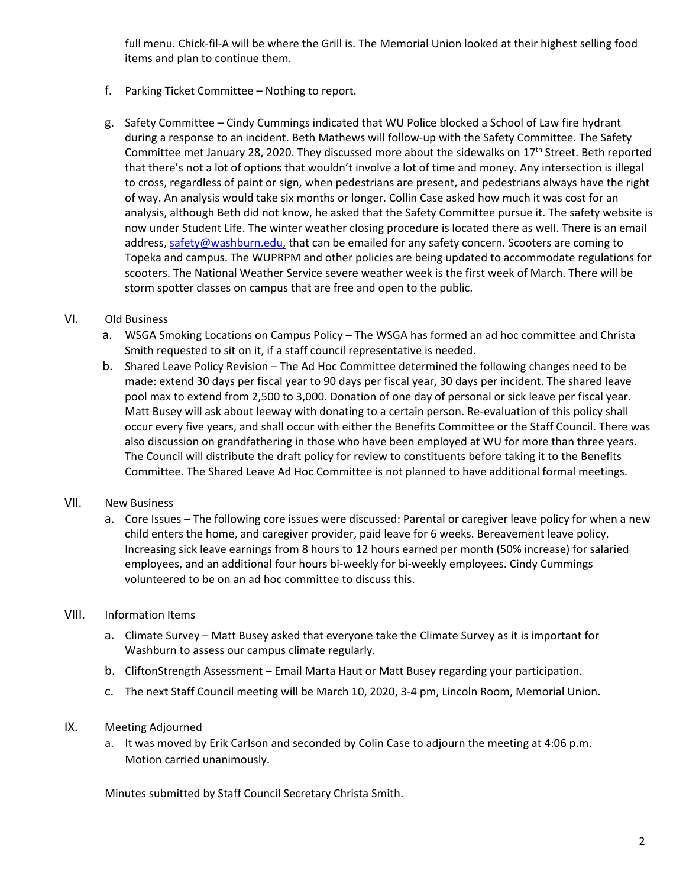full menu. Chick-fil-A will be where the Grill is. The Memorial Union looked at their highest selling food items and plan to continue them.

f. Parking Ticket Committee – Nothing to report.

g. Safety Committee – Cindy Cummings indicated that WU Police blocked a School of Law fire hydrant during a response to an incident. Beth Mathews will follow-up with the Safety Committee. The Safety Committee met January 28, 2020. They discussed more about the sidewalks on 17th Street. Beth reported that there's not a lot of options that wouldn't involve a lot of time and money. Any intersection is illegal to cross, regardless of paint or sign, when pedestrians are present, and pedestrians always have the right of way. An analysis would take six months or longer. Collin Case asked how much it was cost for an analysis, although Beth did not know, he asked that the Safety Committee pursue it. The safety website is now under Student Life. The winter weather closing procedure is located there as well. There is an email address, safety@washburn.edu, that can be emailed for any safety concern. Scooters are coming to Topeka and campus. The WUPRPM and other policies are being updated to accommodate regulations for scooters. The National Weather Service severe weather week is the first week of March. There will be storm spotter classes on campus that are free and open to the public.

VI. Old Business

a. WSGA Smoking Locations on Campus Policy – The WSGA has formed an ad hoc committee and Christa Smith requested to sit on it, if a staff council representative is needed.

b. Shared Leave Policy Revision – The Ad Hoc Committee determined the following changes need to be made: extend 30 days per fiscal year to 90 days per fiscal year, 30 days per incident. The shared leave pool max to extend from 2,500 to 3,000. Donation of one day of personal or sick leave per fiscal year. Matt Busey will ask about leeway with donating to a certain person. Re-evaluation of this policy shall occur every five years, and shall occur with either the Benefits Committee or the Staff Council. There was also discussion on grandfathering in those who have been employed at WU for more than three years. The Council will distribute the draft policy for review to constituents before taking it to the Benefits Committee. The Shared Leave Ad Hoc Committee is not planned to have additional formal meetings.

VII. New Business

a. Core Issues – The following core issues were discussed: Parental or caregiver leave policy for when a new child enters the home, and caregiver provider, paid leave for 6 weeks. Bereavement leave policy. Increasing sick leave earnings from 8 hours to 12 hours earned per month (50% increase) for salaried employees, and an additional four hours bi-weekly for bi-weekly employees. Cindy Cummings volunteered to be on an ad hoc committee to discuss this.

VIII. Information Items

a. Climate Survey – Matt Busey asked that everyone take the Climate Survey as it is important for Washburn to assess our campus climate regularly.

b. CliftonStrength Assessment – Email Marta Haut or Matt Busey regarding your participation.

c. The next Staff Council meeting will be March 10, 2020, 3-4 pm, Lincoln Room, Memorial Union.

IX. Meeting Adjourned

a. It was moved by Erik Carlson and seconded by Colin Case to adjourn the meeting at 4:06 p.m. Motion carried unanimously.

Minutes submitted by Staff Council Secretary Christa Smith.